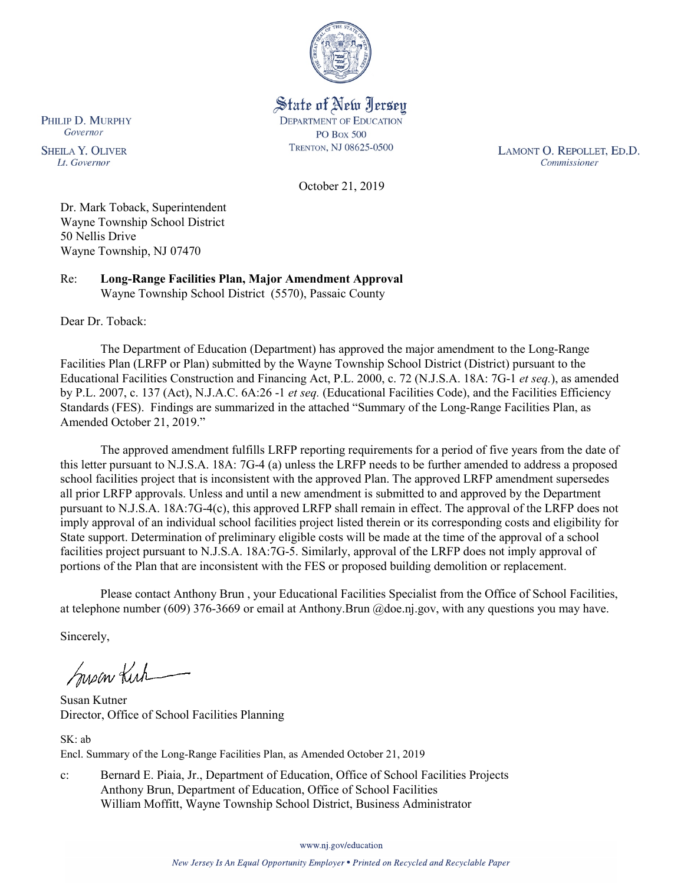State of New Jersey
DEPARTMENT OF EDUCATION
PO BOX 500
TRENTON, NJ 08625-0500

PHILIP D. MURPHY
*Governor*

SHEILA Y. OLIVER
*Lt. Governor*

LAMONT O. REPOLLET, ED.D.
*Commissioner*

October 21, 2019

Dr. Mark Toback, Superintendent
Wayne Township School District
50 Nellis Drive
Wayne Township, NJ 07470

Re: **Long-Range Facilities Plan, Major Amendment Approval**
Wayne Township School District (5570), Passaic County

Dear Dr. Toback:

The Department of Education (Department) has approved the major amendment to the Long-Range Facilities Plan (LRFP or Plan) submitted by the Wayne Township School District (District) pursuant to the Educational Facilities Construction and Financing Act, P.L. 2000, c. 72 (N.J.S.A. 18A: 7G-1 *et seq.*), as amended by P.L. 2007, c. 137 (Act), N.J.A.C. 6A:26 -1 *et seq.* (Educational Facilities Code), and the Facilities Efficiency Standards (FES). Findings are summarized in the attached "Summary of the Long-Range Facilities Plan, as Amended October 21, 2019."

The approved amendment fulfills LRFP reporting requirements for a period of five years from the date of this letter pursuant to N.J.S.A. 18A: 7G-4 (a) unless the LRFP needs to be further amended to address a proposed school facilities project that is inconsistent with the approved Plan. The approved LRFP amendment supersedes all prior LRFP approvals. Unless and until a new amendment is submitted to and approved by the Department pursuant to N.J.S.A. 18A:7G-4(c), this approved LRFP shall remain in effect. The approval of the LRFP does not imply approval of an individual school facilities project listed therein or its corresponding costs and eligibility for State support. Determination of preliminary eligible costs will be made at the time of the approval of a school facilities project pursuant to N.J.S.A. 18A:7G-5. Similarly, approval of the LRFP does not imply approval of portions of the Plan that are inconsistent with the FES or proposed building demolition or replacement.

Please contact Anthony Brun , your Educational Facilities Specialist from the Office of School Facilities, at telephone number (609) 376-3669 or email at Anthony.Brun @doe.nj.gov, with any questions you may have.

Sincerely,

Susan Kutner
Director, Office of School Facilities Planning

SK: ab
Encl. Summary of the Long-Range Facilities Plan, as Amended October 21, 2019

c: Bernard E. Piaia, Jr., Department of Education, Office of School Facilities Projects
Anthony Brun, Department of Education, Office of School Facilities
William Moffitt, Wayne Township School District, Business Administrator

www.nj.gov/education

*New Jersey Is An Equal Opportunity Employer • Printed on Recycled and Recyclable Paper*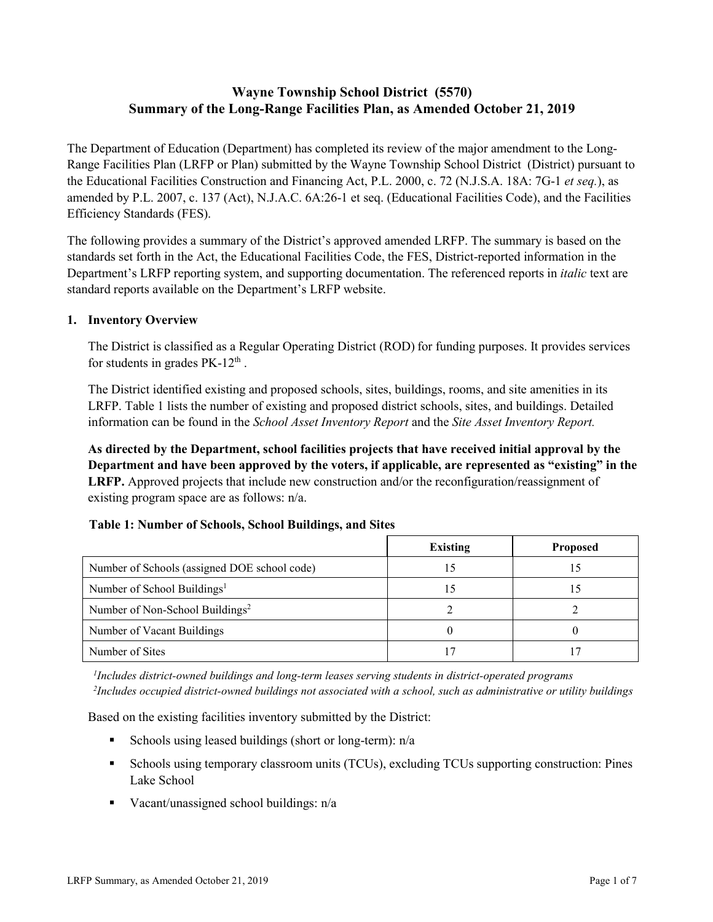# Wayne Township School District (5570)
## Summary of the Long-Range Facilities Plan, as Amended October 21, 2019

The Department of Education (Department) has completed its review of the major amendment to the Long-Range Facilities Plan (LRFP or Plan) submitted by the Wayne Township School District (District) pursuant to the Educational Facilities Construction and Financing Act, P.L. 2000, c. 72 (N.J.S.A. 18A: 7G-1 *et seq.*), as amended by P.L. 2007, c. 137 (Act), N.J.A.C. 6A:26-1 et seq. (Educational Facilities Code), and the Facilities Efficiency Standards (FES).

The following provides a summary of the District's approved amended LRFP. The summary is based on the standards set forth in the Act, the Educational Facilities Code, the FES, District-reported information in the Department's LRFP reporting system, and supporting documentation. The referenced reports in *italic* text are standard reports available on the Department's LRFP website.

### 1. Inventory Overview

The District is classified as a Regular Operating District (ROD) for funding purposes. It provides services for students in grades PK-12th .

The District identified existing and proposed schools, sites, buildings, rooms, and site amenities in its LRFP. Table 1 lists the number of existing and proposed district schools, sites, and buildings. Detailed information can be found in the *School Asset Inventory Report* and the *Site Asset Inventory Report.*

**As directed by the Department, school facilities projects that have received initial approval by the Department and have been approved by the voters, if applicable, are represented as "existing" in the LRFP.** Approved projects that include new construction and/or the reconfiguration/reassignment of existing program space are as follows: n/a.

**Table 1: Number of Schools, School Buildings, and Sites**

| | Existing | Proposed |
|---|---|---|
| Number of Schools (assigned DOE school code) | 15 | 15 |
| Number of School Buildings[1] | 15 | 15 |
| Number of Non-School Buildings[2] | 2 | 2 |
| Number of Vacant Buildings | 0 | 0 |
| Number of Sites | 17 | 17 |

*[1]Includes district-owned buildings and long-term leases serving students in district-operated programs*
*[2]Includes occupied district-owned buildings not associated with a school, such as administrative or utility buildings*

Based on the existing facilities inventory submitted by the District:

- Schools using leased buildings (short or long-term): n/a
- Schools using temporary classroom units (TCUs), excluding TCUs supporting construction: Pines Lake School
- Vacant/unassigned school buildings: n/a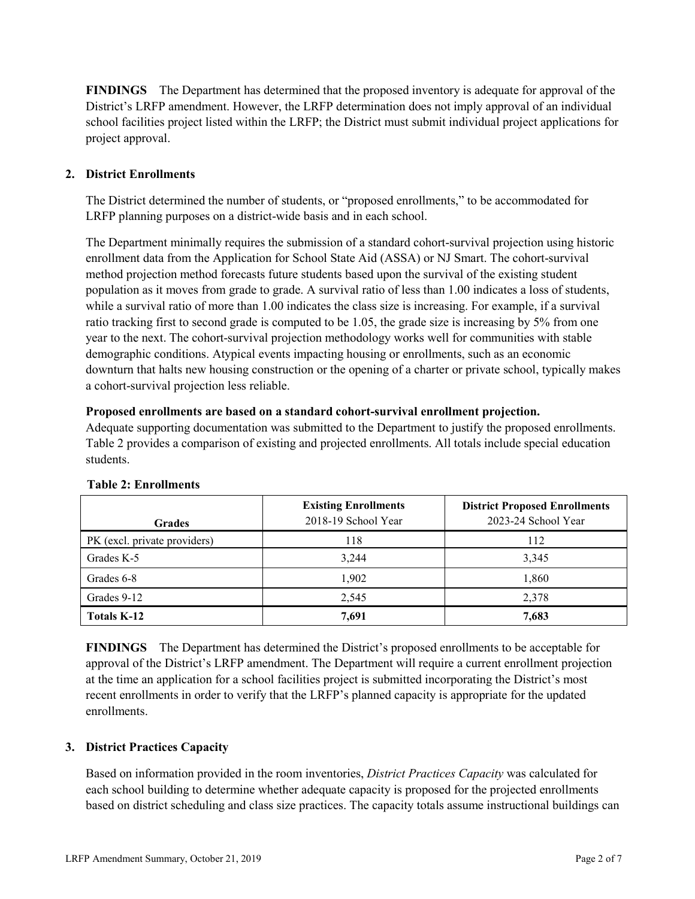**FINDINGS** The Department has determined that the proposed inventory is adequate for approval of the District's LRFP amendment. However, the LRFP determination does not imply approval of an individual school facilities project listed within the LRFP; the District must submit individual project applications for project approval.

## 2. District Enrollments

The District determined the number of students, or "proposed enrollments," to be accommodated for LRFP planning purposes on a district-wide basis and in each school.

The Department minimally requires the submission of a standard cohort-survival projection using historic enrollment data from the Application for School State Aid (ASSA) or NJ Smart. The cohort-survival method projection method forecasts future students based upon the survival of the existing student population as it moves from grade to grade. A survival ratio of less than 1.00 indicates a loss of students, while a survival ratio of more than 1.00 indicates the class size is increasing. For example, if a survival ratio tracking first to second grade is computed to be 1.05, the grade size is increasing by 5% from one year to the next. The cohort-survival projection methodology works well for communities with stable demographic conditions. Atypical events impacting housing or enrollments, such as an economic downturn that halts new housing construction or the opening of a charter or private school, typically makes a cohort-survival projection less reliable.

**Proposed enrollments are based on a standard cohort-survival enrollment projection.**
Adequate supporting documentation was submitted to the Department to justify the proposed enrollments. Table 2 provides a comparison of existing and projected enrollments. All totals include special education students.

**Table 2: Enrollments**

| Grades | Existing Enrollments 2018-19 School Year | District Proposed Enrollments 2023-24 School Year |
|---|---|---|
| PK (excl. private providers) | 118 | 112 |
| Grades K-5 | 3,244 | 3,345 |
| Grades 6-8 | 1,902 | 1,860 |
| Grades 9-12 | 2,545 | 2,378 |
| **Totals K-12** | **7,691** | **7,683** |

**FINDINGS** The Department has determined the District's proposed enrollments to be acceptable for approval of the District's LRFP amendment. The Department will require a current enrollment projection at the time an application for a school facilities project is submitted incorporating the District's most recent enrollments in order to verify that the LRFP's planned capacity is appropriate for the updated enrollments.

## 3. District Practices Capacity

Based on information provided in the room inventories, *District Practices Capacity* was calculated for each school building to determine whether adequate capacity is proposed for the projected enrollments based on district scheduling and class size practices. The capacity totals assume instructional buildings can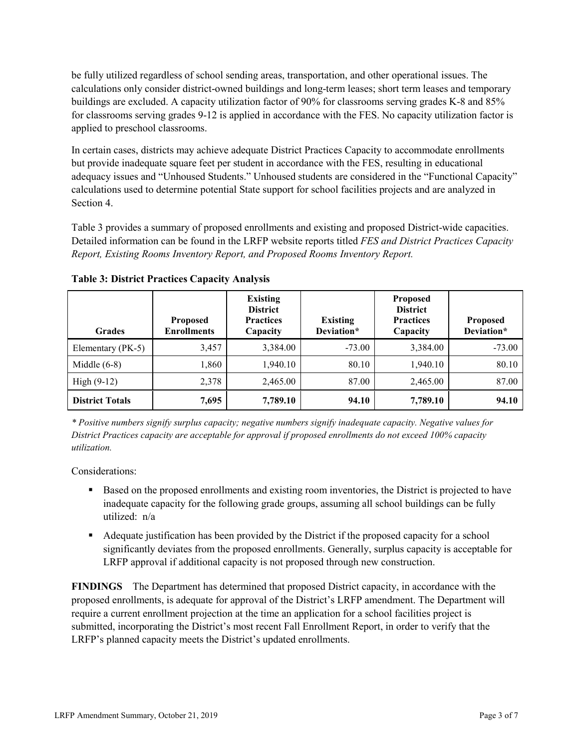be fully utilized regardless of school sending areas, transportation, and other operational issues. The calculations only consider district-owned buildings and long-term leases; short term leases and temporary buildings are excluded. A capacity utilization factor of 90% for classrooms serving grades K-8 and 85% for classrooms serving grades 9-12 is applied in accordance with the FES. No capacity utilization factor is applied to preschool classrooms.

In certain cases, districts may achieve adequate District Practices Capacity to accommodate enrollments but provide inadequate square feet per student in accordance with the FES, resulting in educational adequacy issues and "Unhoused Students." Unhoused students are considered in the "Functional Capacity" calculations used to determine potential State support for school facilities projects and are analyzed in Section 4.

Table 3 provides a summary of proposed enrollments and existing and proposed District-wide capacities. Detailed information can be found in the LRFP website reports titled *FES and District Practices Capacity Report, Existing Rooms Inventory Report, and Proposed Rooms Inventory Report.*

**Table 3: District Practices Capacity Analysis**

| Grades | Proposed Enrollments | Existing District Practices Capacity | Existing Deviation* | Proposed District Practices Capacity | Proposed Deviation* |
|---|---|---|---|---|---|
| Elementary (PK-5) | 3,457 | 3,384.00 | -73.00 | 3,384.00 | -73.00 |
| Middle (6-8) | 1,860 | 1,940.10 | 80.10 | 1,940.10 | 80.10 |
| High (9-12) | 2,378 | 2,465.00 | 87.00 | 2,465.00 | 87.00 |
| **District Totals** | **7,695** | **7,789.10** | **94.10** | **7,789.10** | **94.10** |

*\* Positive numbers signify surplus capacity; negative numbers signify inadequate capacity. Negative values for District Practices capacity are acceptable for approval if proposed enrollments do not exceed 100% capacity utilization.*

Considerations:

- Based on the proposed enrollments and existing room inventories, the District is projected to have inadequate capacity for the following grade groups, assuming all school buildings can be fully utilized: n/a
- Adequate justification has been provided by the District if the proposed capacity for a school significantly deviates from the proposed enrollments. Generally, surplus capacity is acceptable for LRFP approval if additional capacity is not proposed through new construction.

**FINDINGS** The Department has determined that proposed District capacity, in accordance with the proposed enrollments, is adequate for approval of the District's LRFP amendment. The Department will require a current enrollment projection at the time an application for a school facilities project is submitted, incorporating the District's most recent Fall Enrollment Report, in order to verify that the LRFP's planned capacity meets the District's updated enrollments.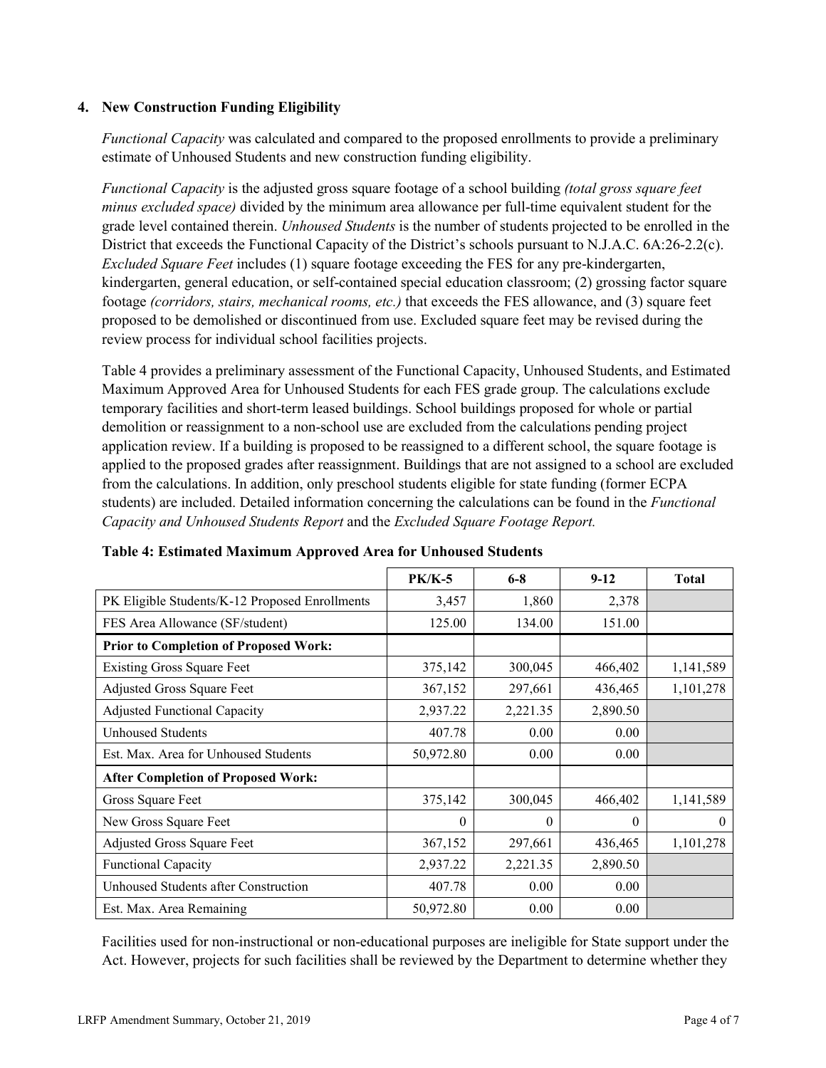### 4. New Construction Funding Eligibility

*Functional Capacity* was calculated and compared to the proposed enrollments to provide a preliminary estimate of Unhoused Students and new construction funding eligibility.

*Functional Capacity* is the adjusted gross square footage of a school building *(total gross square feet minus excluded space)* divided by the minimum area allowance per full-time equivalent student for the grade level contained therein. *Unhoused Students* is the number of students projected to be enrolled in the District that exceeds the Functional Capacity of the District's schools pursuant to N.J.A.C. 6A:26-2.2(c). *Excluded Square Feet* includes (1) square footage exceeding the FES for any pre-kindergarten, kindergarten, general education, or self-contained special education classroom; (2) grossing factor square footage *(corridors, stairs, mechanical rooms, etc.)* that exceeds the FES allowance, and (3) square feet proposed to be demolished or discontinued from use. Excluded square feet may be revised during the review process for individual school facilities projects.

Table 4 provides a preliminary assessment of the Functional Capacity, Unhoused Students, and Estimated Maximum Approved Area for Unhoused Students for each FES grade group. The calculations exclude temporary facilities and short-term leased buildings. School buildings proposed for whole or partial demolition or reassignment to a non-school use are excluded from the calculations pending project application review. If a building is proposed to be reassigned to a different school, the square footage is applied to the proposed grades after reassignment. Buildings that are not assigned to a school are excluded from the calculations. In addition, only preschool students eligible for state funding (former ECPA students) are included. Detailed information concerning the calculations can be found in the *Functional Capacity and Unhoused Students Report* and the *Excluded Square Footage Report.*

**Table 4: Estimated Maximum Approved Area for Unhoused Students**

| | PK/K-5 | 6-8 | 9-12 | Total |
|---|---|---|---|---|
| PK Eligible Students/K-12 Proposed Enrollments | 3,457 | 1,860 | 2,378 | |
| FES Area Allowance (SF/student) | 125.00 | 134.00 | 151.00 | |
| **Prior to Completion of Proposed Work:** | | | | |
| Existing Gross Square Feet | 375,142 | 300,045 | 466,402 | 1,141,589 |
| Adjusted Gross Square Feet | 367,152 | 297,661 | 436,465 | 1,101,278 |
| Adjusted Functional Capacity | 2,937.22 | 2,221.35 | 2,890.50 | |
| Unhoused Students | 407.78 | 0.00 | 0.00 | |
| Est. Max. Area for Unhoused Students | 50,972.80 | 0.00 | 0.00 | |
| **After Completion of Proposed Work:** | | | | |
| Gross Square Feet | 375,142 | 300,045 | 466,402 | 1,141,589 |
| New Gross Square Feet | 0 | 0 | 0 | 0 |
| Adjusted Gross Square Feet | 367,152 | 297,661 | 436,465 | 1,101,278 |
| Functional Capacity | 2,937.22 | 2,221.35 | 2,890.50 | |
| Unhoused Students after Construction | 407.78 | 0.00 | 0.00 | |
| Est. Max. Area Remaining | 50,972.80 | 0.00 | 0.00 | |

Facilities used for non-instructional or non-educational purposes are ineligible for State support under the Act. However, projects for such facilities shall be reviewed by the Department to determine whether they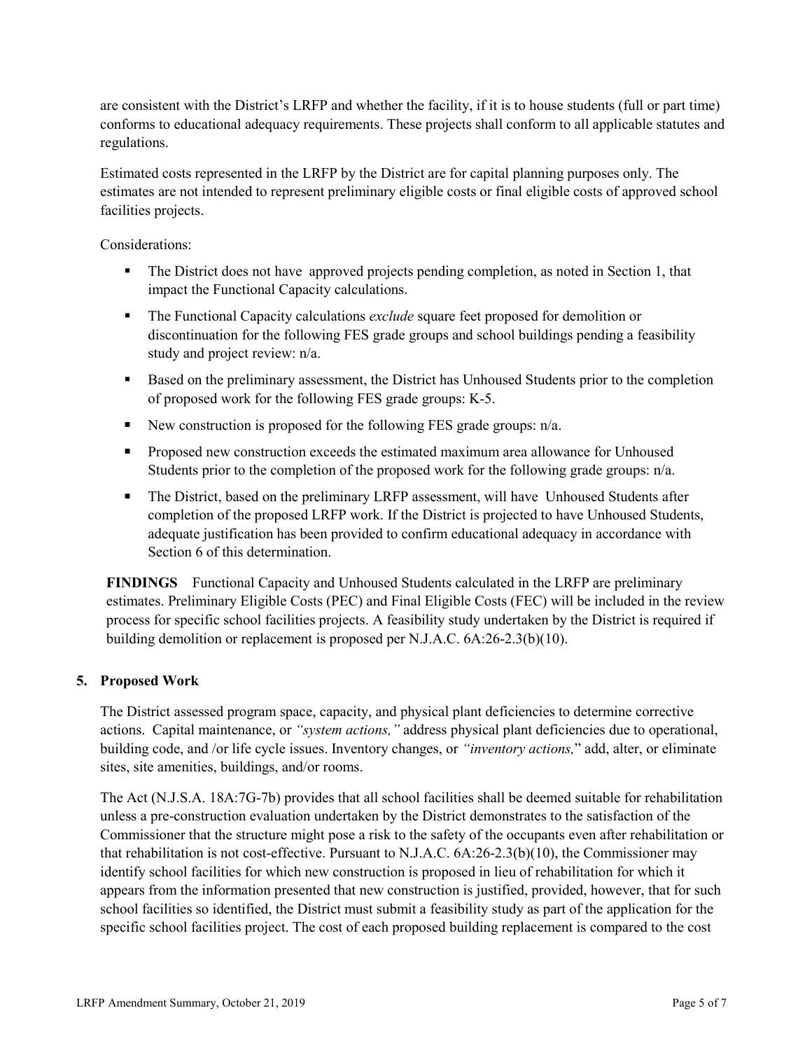are consistent with the District's LRFP and whether the facility, if it is to house students (full or part time) conforms to educational adequacy requirements. These projects shall conform to all applicable statutes and regulations.

Estimated costs represented in the LRFP by the District are for capital planning purposes only. The estimates are not intended to represent preliminary eligible costs or final eligible costs of approved school facilities projects.

Considerations:

- The District does not have approved projects pending completion, as noted in Section 1, that impact the Functional Capacity calculations.
- The Functional Capacity calculations *exclude* square feet proposed for demolition or discontinuation for the following FES grade groups and school buildings pending a feasibility study and project review: n/a.
- Based on the preliminary assessment, the District has Unhoused Students prior to the completion of proposed work for the following FES grade groups: K-5.
- New construction is proposed for the following FES grade groups: n/a.
- Proposed new construction exceeds the estimated maximum area allowance for Unhoused Students prior to the completion of the proposed work for the following grade groups: n/a.
- The District, based on the preliminary LRFP assessment, will have Unhoused Students after completion of the proposed LRFP work. If the District is projected to have Unhoused Students, adequate justification has been provided to confirm educational adequacy in accordance with Section 6 of this determination.

**FINDINGS** Functional Capacity and Unhoused Students calculated in the LRFP are preliminary estimates. Preliminary Eligible Costs (PEC) and Final Eligible Costs (FEC) will be included in the review process for specific school facilities projects. A feasibility study undertaken by the District is required if building demolition or replacement is proposed per N.J.A.C. 6A:26-2.3(b)(10).

## 5. Proposed Work

The District assessed program space, capacity, and physical plant deficiencies to determine corrective actions. Capital maintenance, or *"system actions,"* address physical plant deficiencies due to operational, building code, and /or life cycle issues. Inventory changes, or *"inventory actions,"* add, alter, or eliminate sites, site amenities, buildings, and/or rooms.

The Act (N.J.S.A. 18A:7G-7b) provides that all school facilities shall be deemed suitable for rehabilitation unless a pre-construction evaluation undertaken by the District demonstrates to the satisfaction of the Commissioner that the structure might pose a risk to the safety of the occupants even after rehabilitation or that rehabilitation is not cost-effective. Pursuant to N.J.A.C. 6A:26-2.3(b)(10), the Commissioner may identify school facilities for which new construction is proposed in lieu of rehabilitation for which it appears from the information presented that new construction is justified, provided, however, that for such school facilities so identified, the District must submit a feasibility study as part of the application for the specific school facilities project. The cost of each proposed building replacement is compared to the cost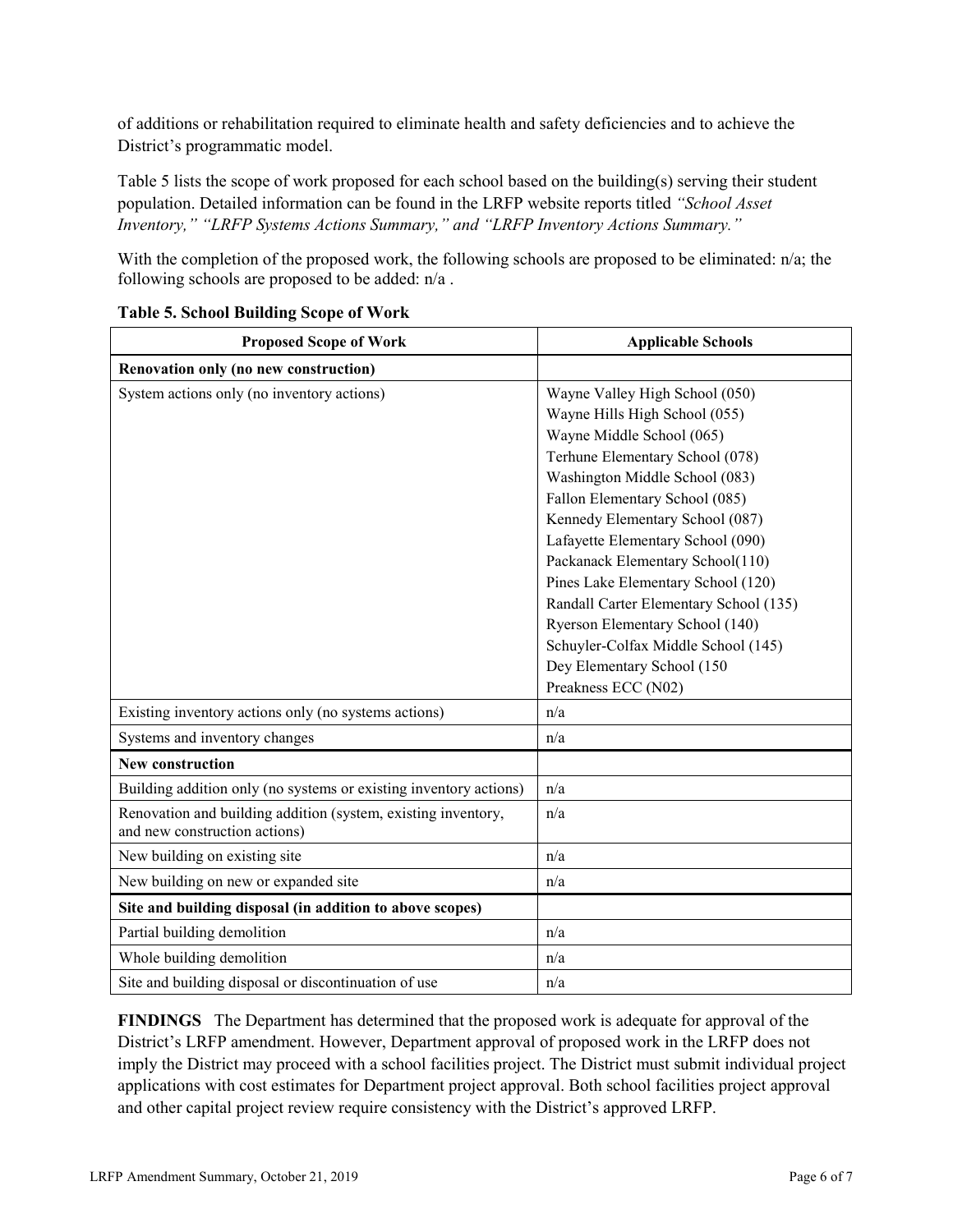of additions or rehabilitation required to eliminate health and safety deficiencies and to achieve the District's programmatic model.

Table 5 lists the scope of work proposed for each school based on the building(s) serving their student population. Detailed information can be found in the LRFP website reports titled *"School Asset Inventory," "LRFP Systems Actions Summary," and "LRFP Inventory Actions Summary."*

With the completion of the proposed work, the following schools are proposed to be eliminated: n/a; the following schools are proposed to be added: n/a .

**Table 5. School Building Scope of Work**

| Proposed Scope of Work | Applicable Schools |
|---|---|
| **Renovation only (no new construction)** | |
| System actions only (no inventory actions) | Wayne Valley High School (050)<br>Wayne Hills High School (055)<br>Wayne Middle School (065)<br>Terhune Elementary School (078)<br>Washington Middle School (083)<br>Fallon Elementary School (085)<br>Kennedy Elementary School (087)<br>Lafayette Elementary School (090)<br>Packanack Elementary School(110)<br>Pines Lake Elementary School (120)<br>Randall Carter Elementary School (135)<br>Ryerson Elementary School (140)<br>Schuyler-Colfax Middle School (145)<br>Dey Elementary School (150<br>Preakness ECC (N02) |
| Existing inventory actions only (no systems actions) | n/a |
| Systems and inventory changes | n/a |
| **New construction** | |
| Building addition only (no systems or existing inventory actions) | n/a |
| Renovation and building addition (system, existing inventory, and new construction actions) | n/a |
| New building on existing site | n/a |
| New building on new or expanded site | n/a |
| **Site and building disposal (in addition to above scopes)** | |
| Partial building demolition | n/a |
| Whole building demolition | n/a |
| Site and building disposal or discontinuation of use | n/a |

**FINDINGS** The Department has determined that the proposed work is adequate for approval of the District's LRFP amendment. However, Department approval of proposed work in the LRFP does not imply the District may proceed with a school facilities project. The District must submit individual project applications with cost estimates for Department project approval. Both school facilities project approval and other capital project review require consistency with the District's approved LRFP.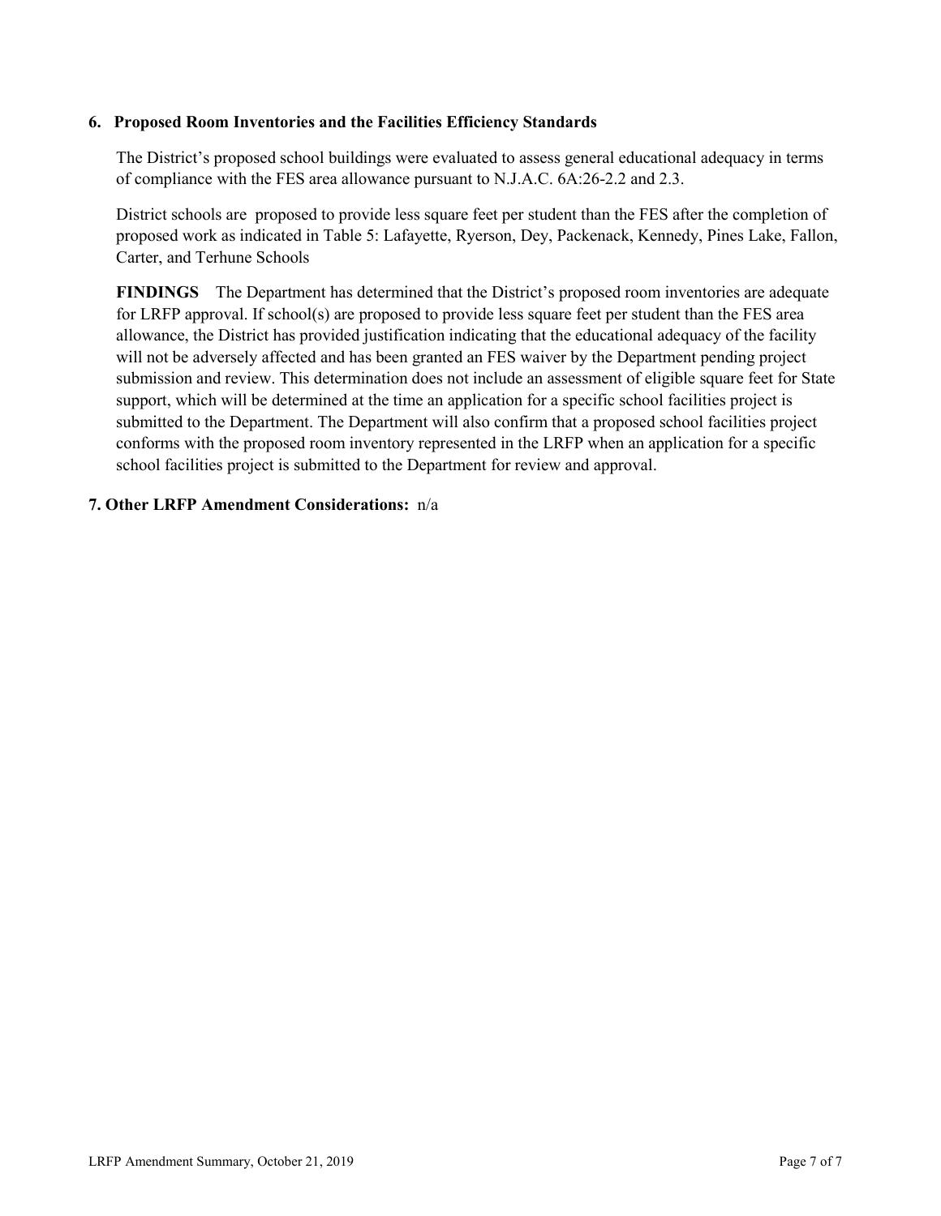## 6. Proposed Room Inventories and the Facilities Efficiency Standards

The District's proposed school buildings were evaluated to assess general educational adequacy in terms of compliance with the FES area allowance pursuant to N.J.A.C. 6A:26-2.2 and 2.3.

District schools are proposed to provide less square feet per student than the FES after the completion of proposed work as indicated in Table 5: Lafayette, Ryerson, Dey, Packenack, Kennedy, Pines Lake, Fallon, Carter, and Terhune Schools

**FINDINGS** The Department has determined that the District's proposed room inventories are adequate for LRFP approval. If school(s) are proposed to provide less square feet per student than the FES area allowance, the District has provided justification indicating that the educational adequacy of the facility will not be adversely affected and has been granted an FES waiver by the Department pending project submission and review. This determination does not include an assessment of eligible square feet for State support, which will be determined at the time an application for a specific school facilities project is submitted to the Department. The Department will also confirm that a proposed school facilities project conforms with the proposed room inventory represented in the LRFP when an application for a specific school facilities project is submitted to the Department for review and approval.

## 7. Other LRFP Amendment Considerations: n/a